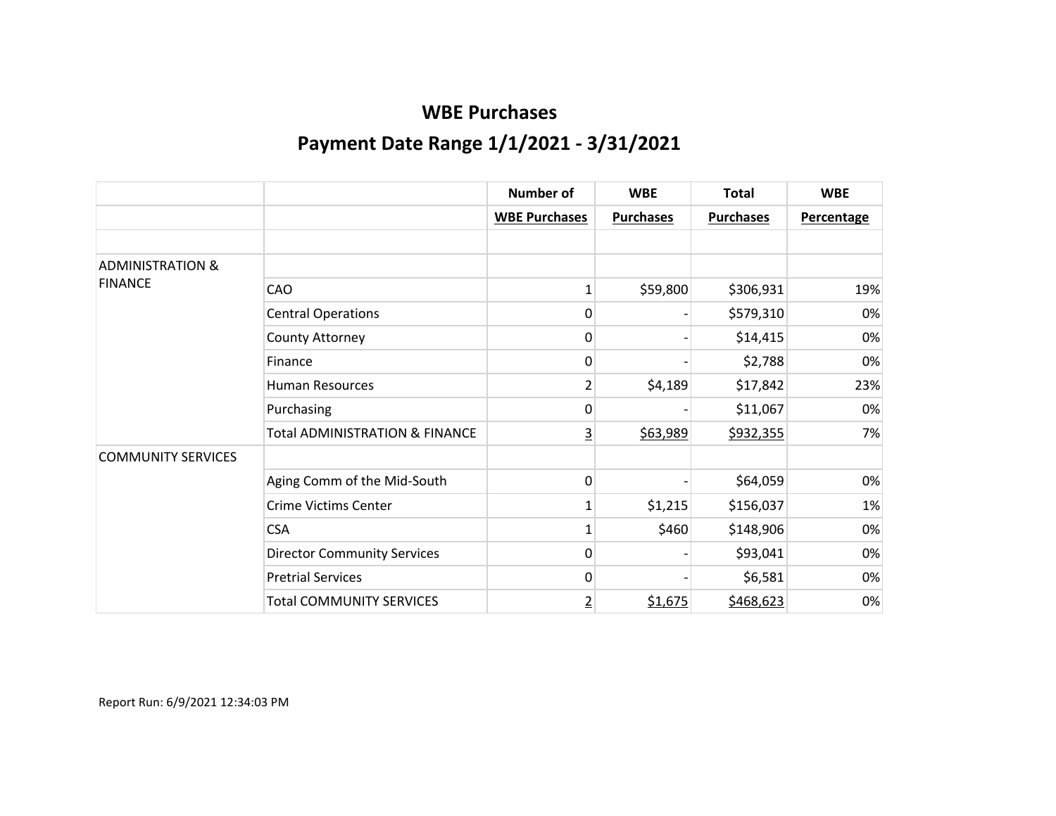# WBE Purchases

## Payment Date Range 1/1/2021 - 3/31/2021

| | | Number of | WBE | Total | WBE |
|---|---|---|---|---|---|
| | | WBE Purchases | Purchases | Purchases | Percentage |
| | | | | | |
| ADMINISTRATION & FINANCE | | | | | |
| | CAO | 1 | $59,800 | $306,931 | 19% |
| | Central Operations | 0 | - | $579,310 | 0% |
| | County Attorney | 0 | - | $14,415 | 0% |
| | Finance | 0 | - | $2,788 | 0% |
| | Human Resources | 2 | $4,189 | $17,842 | 23% |
| | Purchasing | 0 | - | $11,067 | 0% |
| | Total ADMINISTRATION & FINANCE | 3 | $63,989 | $932,355 | 7% |
| COMMUNITY SERVICES | | | | | |
| | Aging Comm of the Mid-South | 0 | - | $64,059 | 0% |
| | Crime Victims Center | 1 | $1,215 | $156,037 | 1% |
| | CSA | 1 | $460 | $148,906 | 0% |
| | Director Community Services | 0 | - | $93,041 | 0% |
| | Pretrial Services | 0 | - | $6,581 | 0% |
| | Total COMMUNITY SERVICES | 2 | $1,675 | $468,623 | 0% |

Report Run: 6/9/2021 12:34:03 PM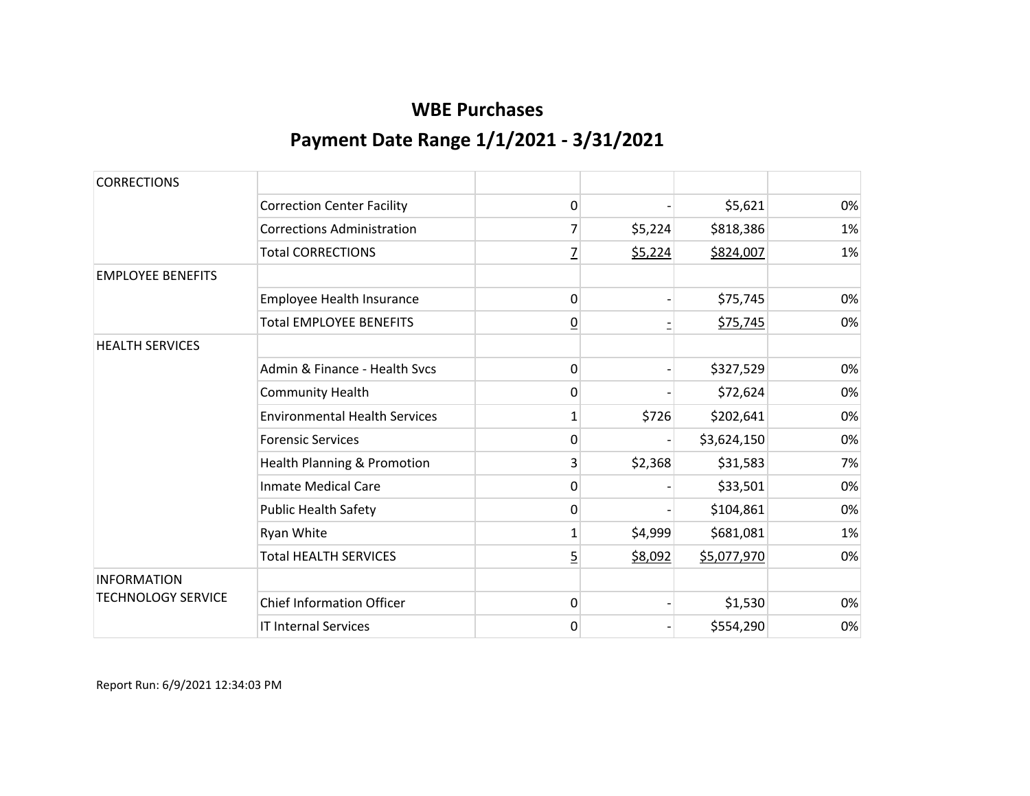# WBE Purchases

## Payment Date Range 1/1/2021 - 3/31/2021

| | | | | | |
|---|---|---|---|---|---|
| CORRECTIONS | | | | | |
| | Correction Center Facility | 0 | - | $5,621 | 0% |
| | Corrections Administration | 7 | $5,224 | $818,386 | 1% |
| | Total CORRECTIONS | 7 | $5,224 | $824,007 | 1% |
| EMPLOYEE BENEFITS | | | | | |
| | Employee Health Insurance | 0 | - | $75,745 | 0% |
| | Total EMPLOYEE BENEFITS | 0 | - | $75,745 | 0% |
| HEALTH SERVICES | | | | | |
| | Admin & Finance - Health Svcs | 0 | - | $327,529 | 0% |
| | Community Health | 0 | - | $72,624 | 0% |
| | Environmental Health Services | 1 | $726 | $202,641 | 0% |
| | Forensic Services | 0 | - | $3,624,150 | 0% |
| | Health Planning & Promotion | 3 | $2,368 | $31,583 | 7% |
| | Inmate Medical Care | 0 | - | $33,501 | 0% |
| | Public Health Safety | 0 | - | $104,861 | 0% |
| | Ryan White | 1 | $4,999 | $681,081 | 1% |
| | Total HEALTH SERVICES | 5 | $8,092 | $5,077,970 | 0% |
| INFORMATION TECHNOLOGY SERVICE | | | | | |
| | Chief Information Officer | 0 | - | $1,530 | 0% |
| | IT Internal Services | 0 | - | $554,290 | 0% |

Report Run: 6/9/2021 12:34:03 PM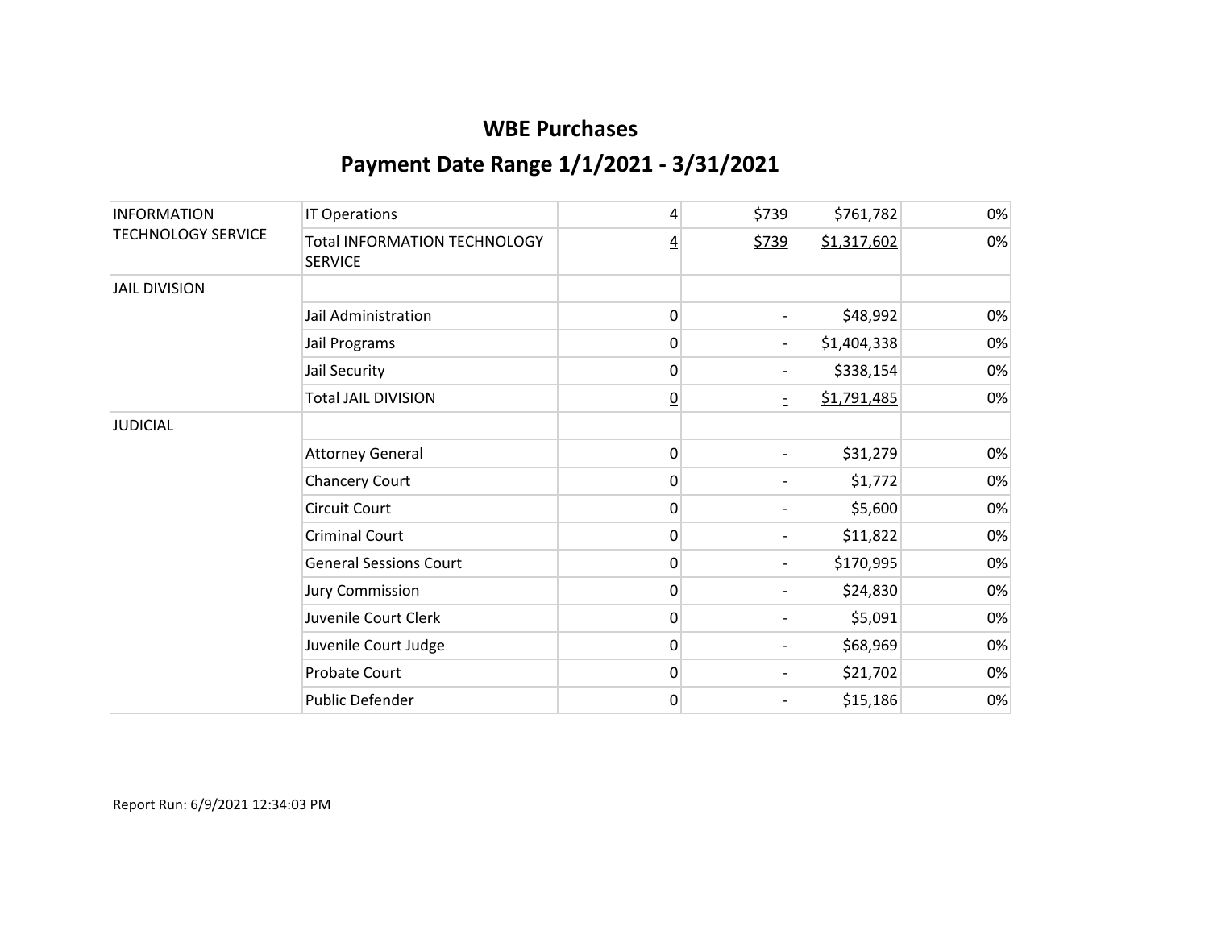# WBE Purchases

## Payment Date Range 1/1/2021 - 3/31/2021

| | | | | | |
|---|---|---|---|---|---|
| INFORMATION TECHNOLOGY SERVICE | IT Operations | 4 | $739 | $761,782 | 0% |
| | Total INFORMATION TECHNOLOGY SERVICE | 4 | $739 | $1,317,602 | 0% |
| JAIL DIVISION | | | | | |
| | Jail Administration | 0 | - | $48,992 | 0% |
| | Jail Programs | 0 | - | $1,404,338 | 0% |
| | Jail Security | 0 | - | $338,154 | 0% |
| | Total JAIL DIVISION | 0 | - | $1,791,485 | 0% |
| JUDICIAL | | | | | |
| | Attorney General | 0 | - | $31,279 | 0% |
| | Chancery Court | 0 | - | $1,772 | 0% |
| | Circuit Court | 0 | - | $5,600 | 0% |
| | Criminal Court | 0 | - | $11,822 | 0% |
| | General Sessions Court | 0 | - | $170,995 | 0% |
| | Jury Commission | 0 | - | $24,830 | 0% |
| | Juvenile Court Clerk | 0 | - | $5,091 | 0% |
| | Juvenile Court Judge | 0 | - | $68,969 | 0% |
| | Probate Court | 0 | - | $21,702 | 0% |
| | Public Defender | 0 | - | $15,186 | 0% |

Report Run: 6/9/2021 12:34:03 PM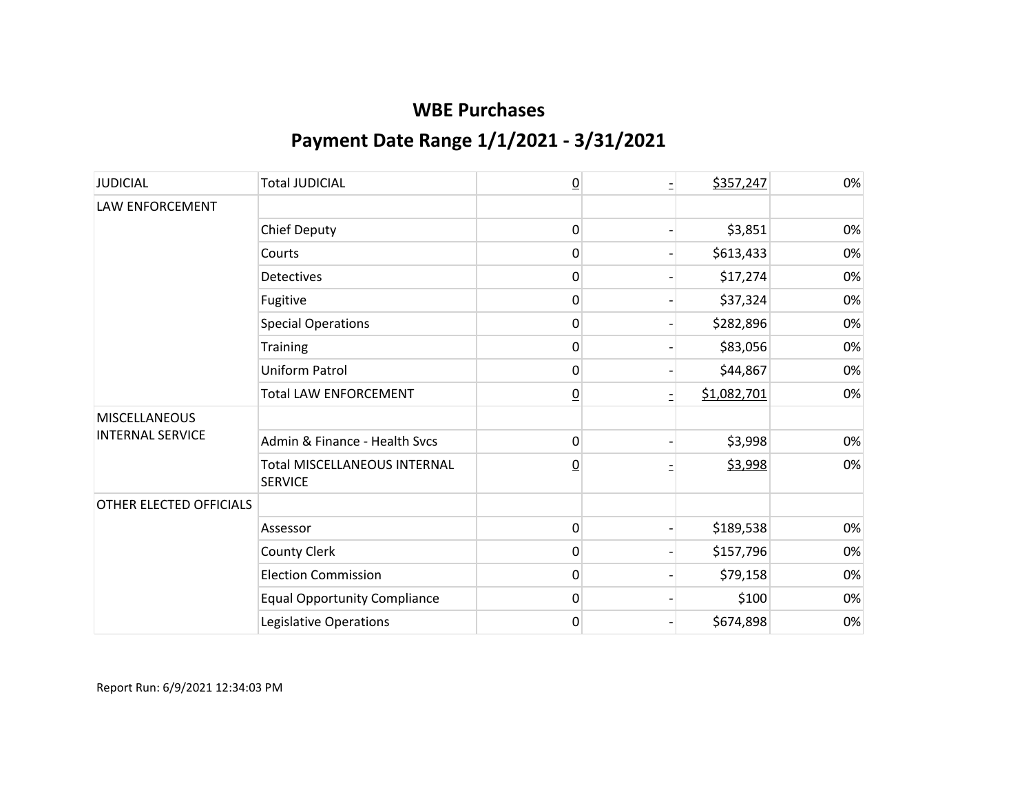# WBE Purchases

## Payment Date Range 1/1/2021 - 3/31/2021

| | | | | | |
|---|---|---|---|---|---|
| JUDICIAL | Total JUDICIAL | 0 | - | $357,247 | 0% |
| LAW ENFORCEMENT | | | | | |
| | Chief Deputy | 0 | - | $3,851 | 0% |
| | Courts | 0 | - | $613,433 | 0% |
| | Detectives | 0 | - | $17,274 | 0% |
| | Fugitive | 0 | - | $37,324 | 0% |
| | Special Operations | 0 | - | $282,896 | 0% |
| | Training | 0 | - | $83,056 | 0% |
| | Uniform Patrol | 0 | - | $44,867 | 0% |
| | Total LAW ENFORCEMENT | 0 | - | $1,082,701 | 0% |
| MISCELLANEOUS INTERNAL SERVICE | | | | | |
| | Admin & Finance - Health Svcs | 0 | - | $3,998 | 0% |
| | Total MISCELLANEOUS INTERNAL SERVICE | 0 | - | $3,998 | 0% |
| OTHER ELECTED OFFICIALS | | | | | |
| | Assessor | 0 | - | $189,538 | 0% |
| | County Clerk | 0 | - | $157,796 | 0% |
| | Election Commission | 0 | - | $79,158 | 0% |
| | Equal Opportunity Compliance | 0 | - | $100 | 0% |
| | Legislative Operations | 0 | - | $674,898 | 0% |

Report Run: 6/9/2021 12:34:03 PM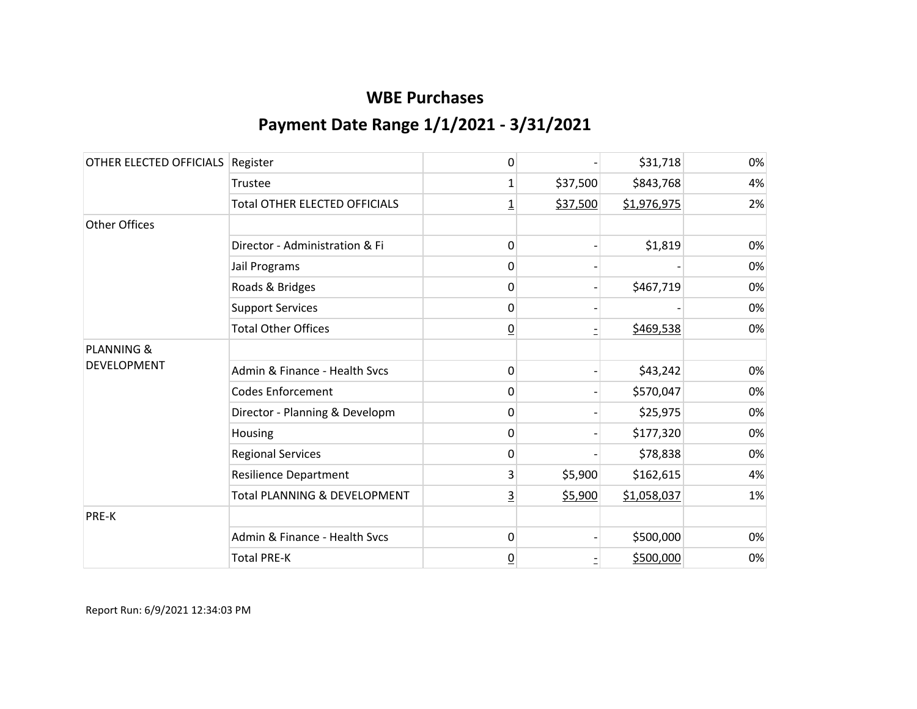# WBE Purchases

## Payment Date Range 1/1/2021 - 3/31/2021

| | | | | | |
|---|---|---|---|---|---|
| OTHER ELECTED OFFICIALS | Register | 0 | - | $31,718 | 0% |
| | Trustee | 1 | $37,500 | $843,768 | 4% |
| | Total OTHER ELECTED OFFICIALS | 1 | $37,500 | $1,976,975 | 2% |
| Other Offices | | | | | |
| | Director - Administration & Fi | 0 | - | $1,819 | 0% |
| | Jail Programs | 0 | - | - | 0% |
| | Roads & Bridges | 0 | - | $467,719 | 0% |
| | Support Services | 0 | - | - | 0% |
| | Total Other Offices | 0 | - | $469,538 | 0% |
| PLANNING & DEVELOPMENT | | | | | |
| | Admin & Finance - Health Svcs | 0 | - | $43,242 | 0% |
| | Codes Enforcement | 0 | - | $570,047 | 0% |
| | Director - Planning & Developm | 0 | - | $25,975 | 0% |
| | Housing | 0 | - | $177,320 | 0% |
| | Regional Services | 0 | - | $78,838 | 0% |
| | Resilience Department | 3 | $5,900 | $162,615 | 4% |
| | Total PLANNING & DEVELOPMENT | 3 | $5,900 | $1,058,037 | 1% |
| PRE-K | | | | | |
| | Admin & Finance - Health Svcs | 0 | - | $500,000 | 0% |
| | Total PRE-K | 0 | - | $500,000 | 0% |

Report Run: 6/9/2021 12:34:03 PM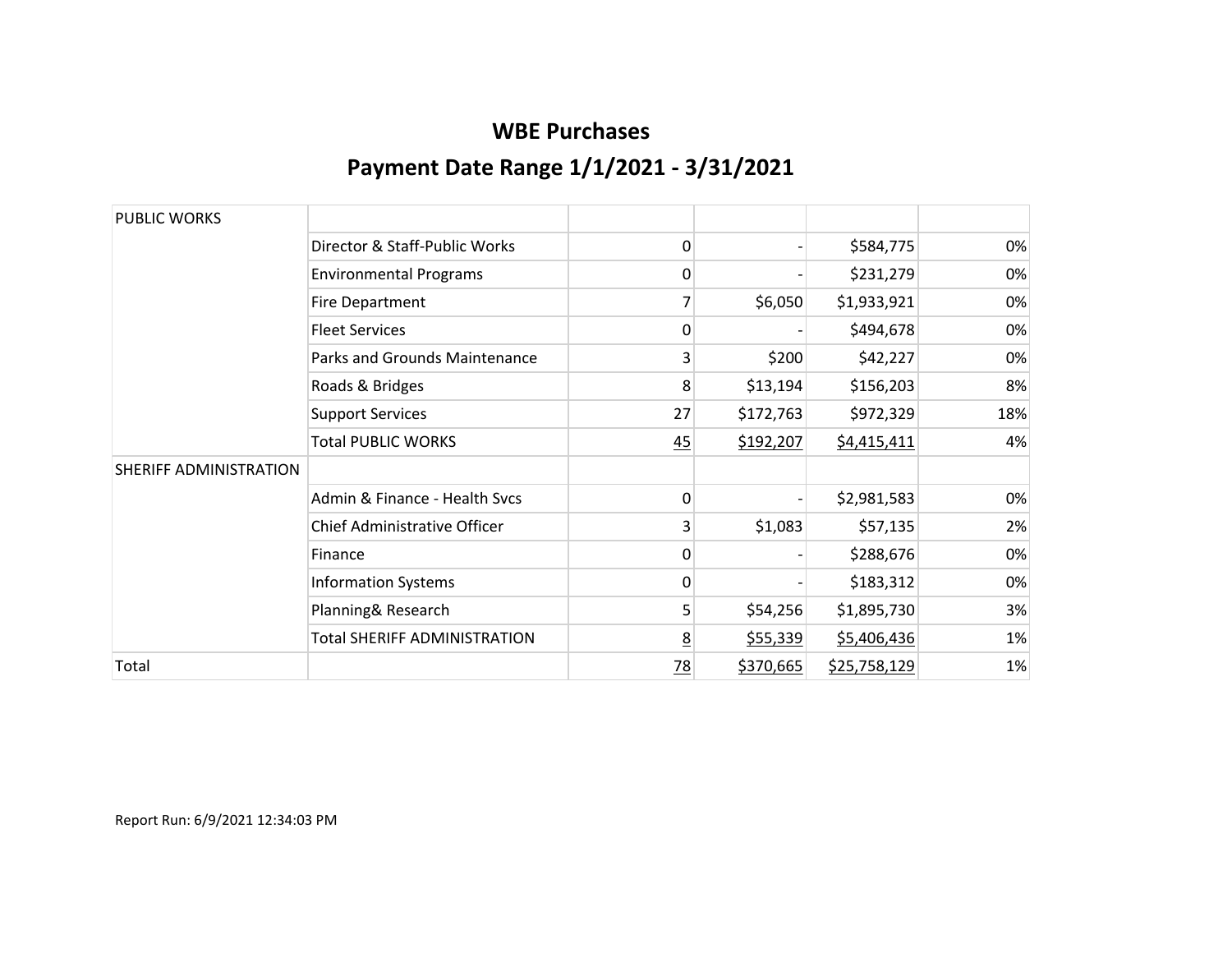# WBE Purchases

## Payment Date Range 1/1/2021 - 3/31/2021

| | | | | | |
|---|---|---|---|---|---|
| PUBLIC WORKS | | | | | |
| | Director & Staff-Public Works | 0 | - | $584,775 | 0% |
| | Environmental Programs | 0 | - | $231,279 | 0% |
| | Fire Department | 7 | $6,050 | $1,933,921 | 0% |
| | Fleet Services | 0 | - | $494,678 | 0% |
| | Parks and Grounds Maintenance | 3 | $200 | $42,227 | 0% |
| | Roads & Bridges | 8 | $13,194 | $156,203 | 8% |
| | Support Services | 27 | $172,763 | $972,329 | 18% |
| | Total PUBLIC WORKS | 45 | $192,207 | $4,415,411 | 4% |
| SHERIFF ADMINISTRATION | | | | | |
| | Admin & Finance - Health Svcs | 0 | - | $2,981,583 | 0% |
| | Chief Administrative Officer | 3 | $1,083 | $57,135 | 2% |
| | Finance | 0 | - | $288,676 | 0% |
| | Information Systems | 0 | - | $183,312 | 0% |
| | Planning& Research | 5 | $54,256 | $1,895,730 | 3% |
| | Total SHERIFF ADMINISTRATION | 8 | $55,339 | $5,406,436 | 1% |
| Total | | 78 | $370,665 | $25,758,129 | 1% |

Report Run: 6/9/2021 12:34:03 PM